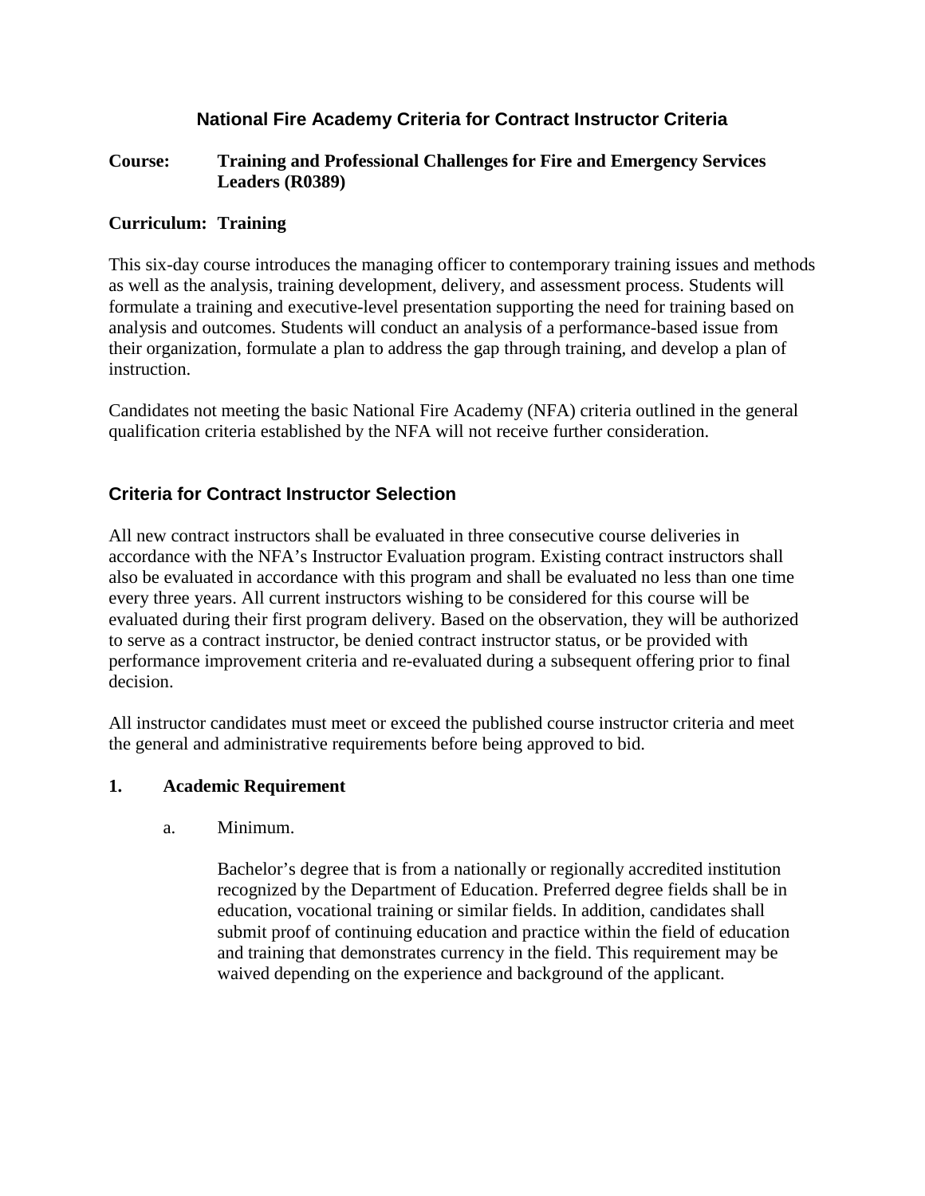# National Fire Academy Criteria for Contract Instructor Criteria

**Course:** **Training and Professional Challenges for Fire and Emergency Services Leaders (R0389)**

**Curriculum: Training**

This six-day course introduces the managing officer to contemporary training issues and methods as well as the analysis, training development, delivery, and assessment process. Students will formulate a training and executive-level presentation supporting the need for training based on analysis and outcomes. Students will conduct an analysis of a performance-based issue from their organization, formulate a plan to address the gap through training, and develop a plan of instruction.

Candidates not meeting the basic National Fire Academy (NFA) criteria outlined in the general qualification criteria established by the NFA will not receive further consideration.

## Criteria for Contract Instructor Selection

All new contract instructors shall be evaluated in three consecutive course deliveries in accordance with the NFA's Instructor Evaluation program. Existing contract instructors shall also be evaluated in accordance with this program and shall be evaluated no less than one time every three years. All current instructors wishing to be considered for this course will be evaluated during their first program delivery. Based on the observation, they will be authorized to serve as a contract instructor, be denied contract instructor status, or be provided with performance improvement criteria and re-evaluated during a subsequent offering prior to final decision.

All instructor candidates must meet or exceed the published course instructor criteria and meet the general and administrative requirements before being approved to bid.

### 1. Academic Requirement

a. Minimum.

Bachelor's degree that is from a nationally or regionally accredited institution recognized by the Department of Education. Preferred degree fields shall be in education, vocational training or similar fields. In addition, candidates shall submit proof of continuing education and practice within the field of education and training that demonstrates currency in the field. This requirement may be waived depending on the experience and background of the applicant.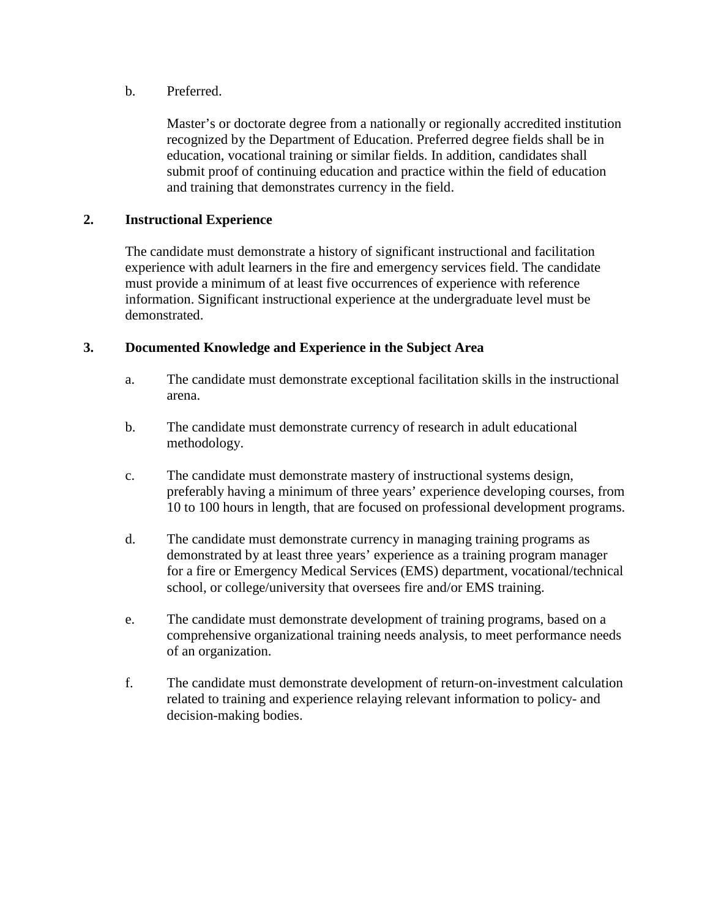b. Preferred.

Master's or doctorate degree from a nationally or regionally accredited institution recognized by the Department of Education. Preferred degree fields shall be in education, vocational training or similar fields. In addition, candidates shall submit proof of continuing education and practice within the field of education and training that demonstrates currency in the field.

**2. Instructional Experience**

The candidate must demonstrate a history of significant instructional and facilitation experience with adult learners in the fire and emergency services field. The candidate must provide a minimum of at least five occurrences of experience with reference information. Significant instructional experience at the undergraduate level must be demonstrated.

**3. Documented Knowledge and Experience in the Subject Area**

a. The candidate must demonstrate exceptional facilitation skills in the instructional arena.

b. The candidate must demonstrate currency of research in adult educational methodology.

c. The candidate must demonstrate mastery of instructional systems design, preferably having a minimum of three years' experience developing courses, from 10 to 100 hours in length, that are focused on professional development programs.

d. The candidate must demonstrate currency in managing training programs as demonstrated by at least three years' experience as a training program manager for a fire or Emergency Medical Services (EMS) department, vocational/technical school, or college/university that oversees fire and/or EMS training.

e. The candidate must demonstrate development of training programs, based on a comprehensive organizational training needs analysis, to meet performance needs of an organization.

f. The candidate must demonstrate development of return-on-investment calculation related to training and experience relaying relevant information to policy- and decision-making bodies.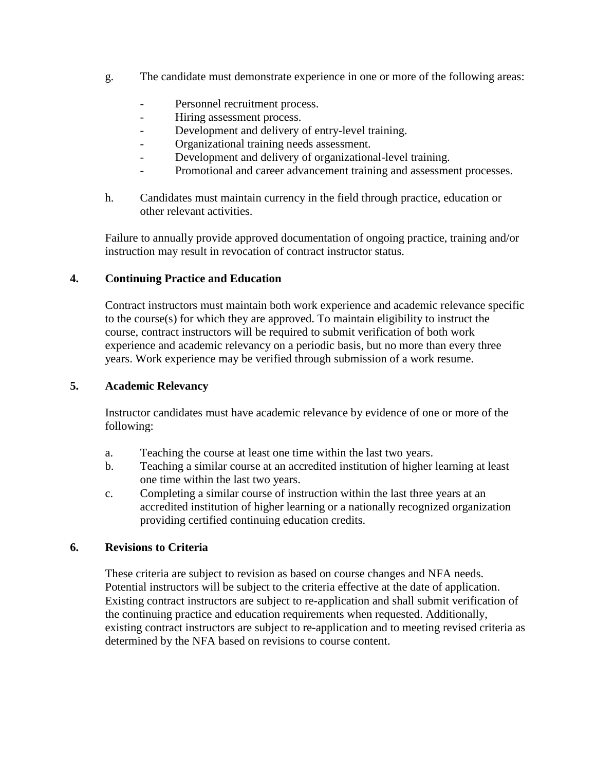g. The candidate must demonstrate experience in one or more of the following areas:

   - Personnel recruitment process.
   - Hiring assessment process.
   - Development and delivery of entry-level training.
   - Organizational training needs assessment.
   - Development and delivery of organizational-level training.
   - Promotional and career advancement training and assessment processes.

h. Candidates must maintain currency in the field through practice, education or other relevant activities.

Failure to annually provide approved documentation of ongoing practice, training and/or instruction may result in revocation of contract instructor status.

### 4. Continuing Practice and Education

Contract instructors must maintain both work experience and academic relevance specific to the course(s) for which they are approved. To maintain eligibility to instruct the course, contract instructors will be required to submit verification of both work experience and academic relevancy on a periodic basis, but no more than every three years. Work experience may be verified through submission of a work resume.

### 5. Academic Relevancy

Instructor candidates must have academic relevance by evidence of one or more of the following:

a. Teaching the course at least one time within the last two years.
b. Teaching a similar course at an accredited institution of higher learning at least one time within the last two years.
c. Completing a similar course of instruction within the last three years at an accredited institution of higher learning or a nationally recognized organization providing certified continuing education credits.

### 6. Revisions to Criteria

These criteria are subject to revision as based on course changes and NFA needs. Potential instructors will be subject to the criteria effective at the date of application. Existing contract instructors are subject to re-application and shall submit verification of the continuing practice and education requirements when requested. Additionally, existing contract instructors are subject to re-application and to meeting revised criteria as determined by the NFA based on revisions to course content.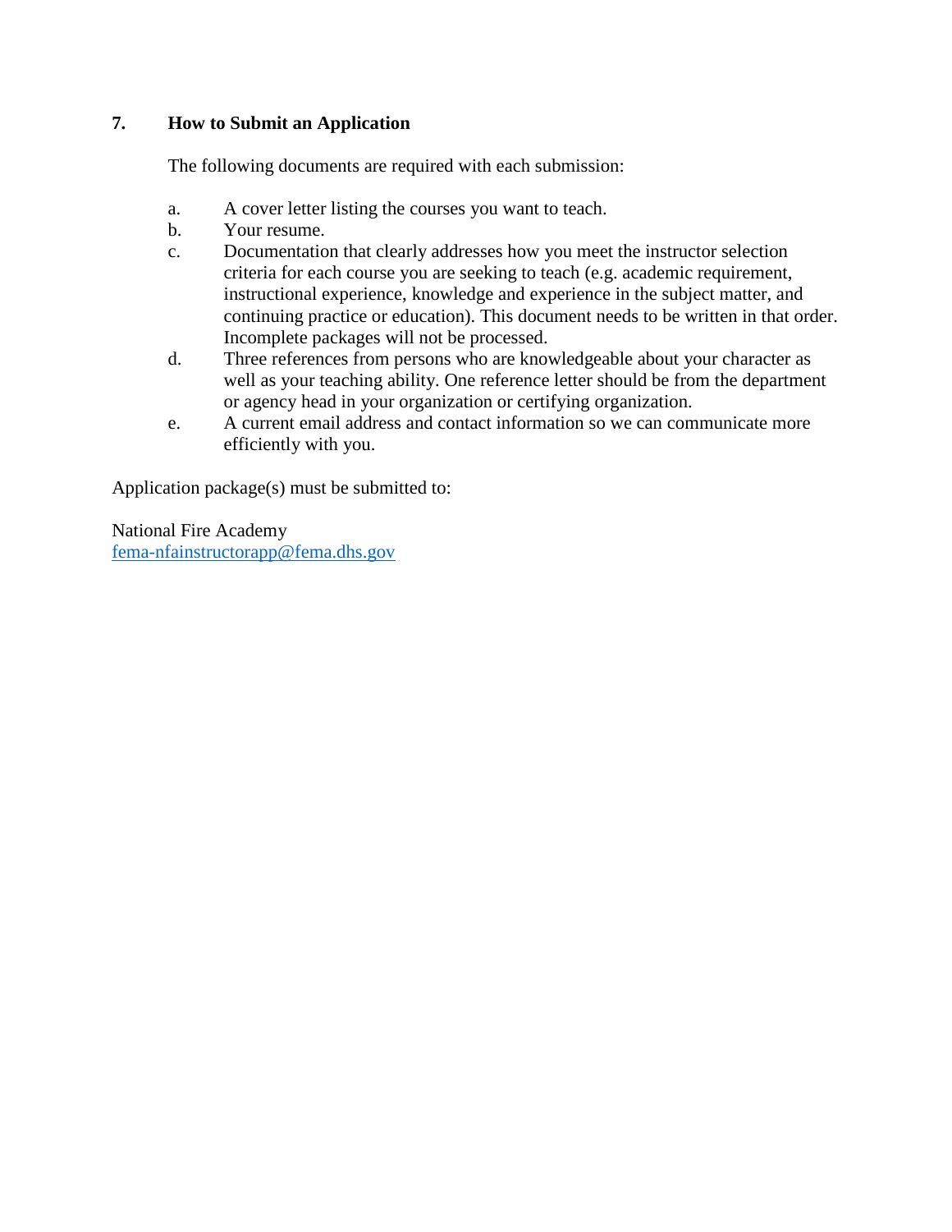## 7. How to Submit an Application

The following documents are required with each submission:

a. A cover letter listing the courses you want to teach.
b. Your resume.
c. Documentation that clearly addresses how you meet the instructor selection criteria for each course you are seeking to teach (e.g. academic requirement, instructional experience, knowledge and experience in the subject matter, and continuing practice or education). This document needs to be written in that order. Incomplete packages will not be processed.
d. Three references from persons who are knowledgeable about your character as well as your teaching ability. One reference letter should be from the department or agency head in your organization or certifying organization.
e. A current email address and contact information so we can communicate more efficiently with you.

Application package(s) must be submitted to:

National Fire Academy
fema-nfainstructorapp@fema.dhs.gov